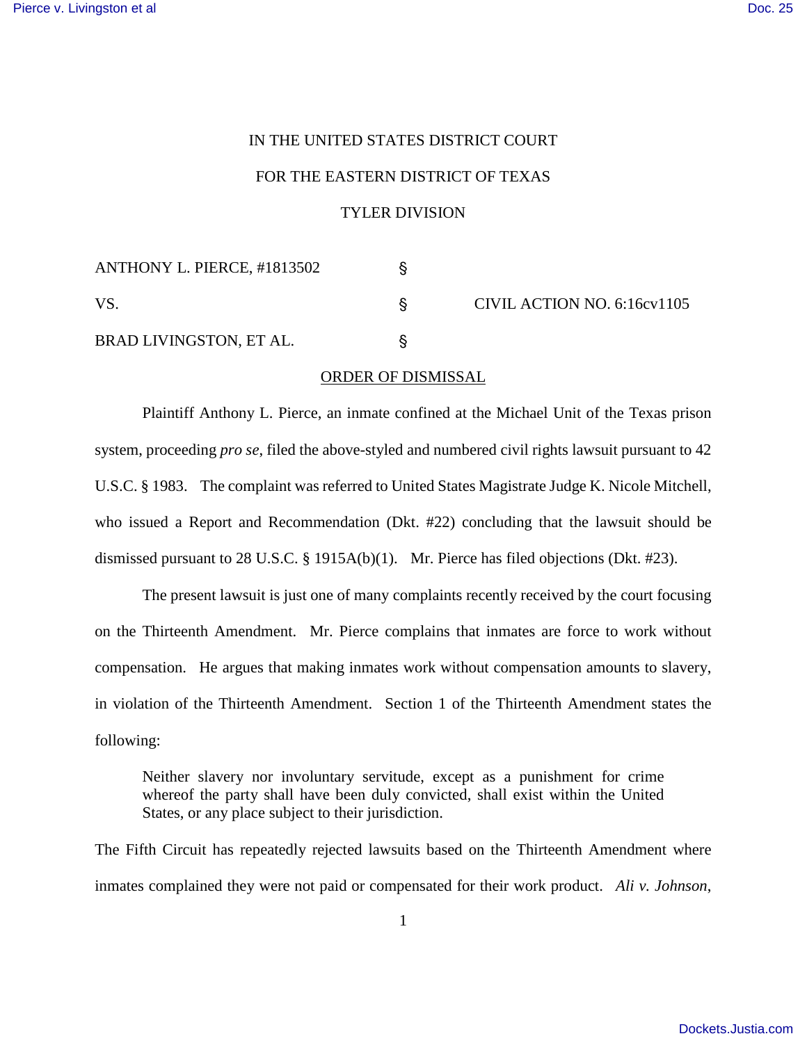IN THE UNITED STATES DISTRICT COURT

FOR THE EASTERN DISTRICT OF TEXAS

TYLER DIVISION

| | | |
|---|---|---|
| ANTHONY L. PIERCE, #1813502 | § | |
| VS. | § | CIVIL ACTION NO. 6:16cv1105 |
| BRAD LIVINGSTON, ET AL. | § | |

ORDER OF DISMISSAL

Plaintiff Anthony L. Pierce, an inmate confined at the Michael Unit of the Texas prison system, proceeding *pro se*, filed the above-styled and numbered civil rights lawsuit pursuant to 42 U.S.C. § 1983. The complaint was referred to United States Magistrate Judge K. Nicole Mitchell, who issued a Report and Recommendation (Dkt. #22) concluding that the lawsuit should be dismissed pursuant to 28 U.S.C. § 1915A(b)(1). Mr. Pierce has filed objections (Dkt. #23).

The present lawsuit is just one of many complaints recently received by the court focusing on the Thirteenth Amendment. Mr. Pierce complains that inmates are force to work without compensation. He argues that making inmates work without compensation amounts to slavery, in violation of the Thirteenth Amendment. Section 1 of the Thirteenth Amendment states the following:

> Neither slavery nor involuntary servitude, except as a punishment for crime whereof the party shall have been duly convicted, shall exist within the United States, or any place subject to their jurisdiction.

The Fifth Circuit has repeatedly rejected lawsuits based on the Thirteenth Amendment where inmates complained they were not paid or compensated for their work product. *Ali v. Johnson*,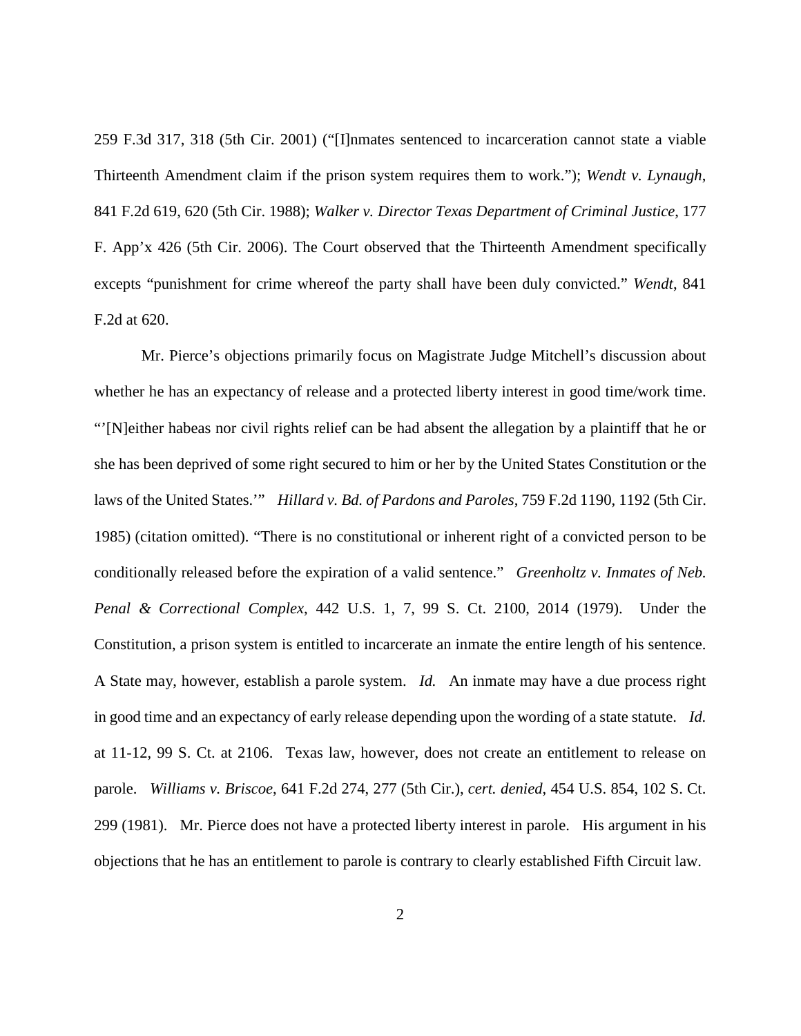259 F.3d 317, 318 (5th Cir. 2001) ("[I]nmates sentenced to incarceration cannot state a viable Thirteenth Amendment claim if the prison system requires them to work."); *Wendt v. Lynaugh*, 841 F.2d 619, 620 (5th Cir. 1988); *Walker v. Director Texas Department of Criminal Justice*, 177 F. App'x 426 (5th Cir. 2006). The Court observed that the Thirteenth Amendment specifically excepts "punishment for crime whereof the party shall have been duly convicted." *Wendt*, 841 F.2d at 620.

Mr. Pierce's objections primarily focus on Magistrate Judge Mitchell's discussion about whether he has an expectancy of release and a protected liberty interest in good time/work time. "'[N]either habeas nor civil rights relief can be had absent the allegation by a plaintiff that he or she has been deprived of some right secured to him or her by the United States Constitution or the laws of the United States.'" *Hillard v. Bd. of Pardons and Paroles*, 759 F.2d 1190, 1192 (5th Cir. 1985) (citation omitted). "There is no constitutional or inherent right of a convicted person to be conditionally released before the expiration of a valid sentence." *Greenholtz v. Inmates of Neb. Penal & Correctional Complex*, 442 U.S. 1, 7, 99 S. Ct. 2100, 2014 (1979). Under the Constitution, a prison system is entitled to incarcerate an inmate the entire length of his sentence. A State may, however, establish a parole system. *Id.* An inmate may have a due process right in good time and an expectancy of early release depending upon the wording of a state statute. *Id.* at 11-12, 99 S. Ct. at 2106. Texas law, however, does not create an entitlement to release on parole. *Williams v. Briscoe*, 641 F.2d 274, 277 (5th Cir.), *cert. denied*, 454 U.S. 854, 102 S. Ct. 299 (1981). Mr. Pierce does not have a protected liberty interest in parole. His argument in his objections that he has an entitlement to parole is contrary to clearly established Fifth Circuit law.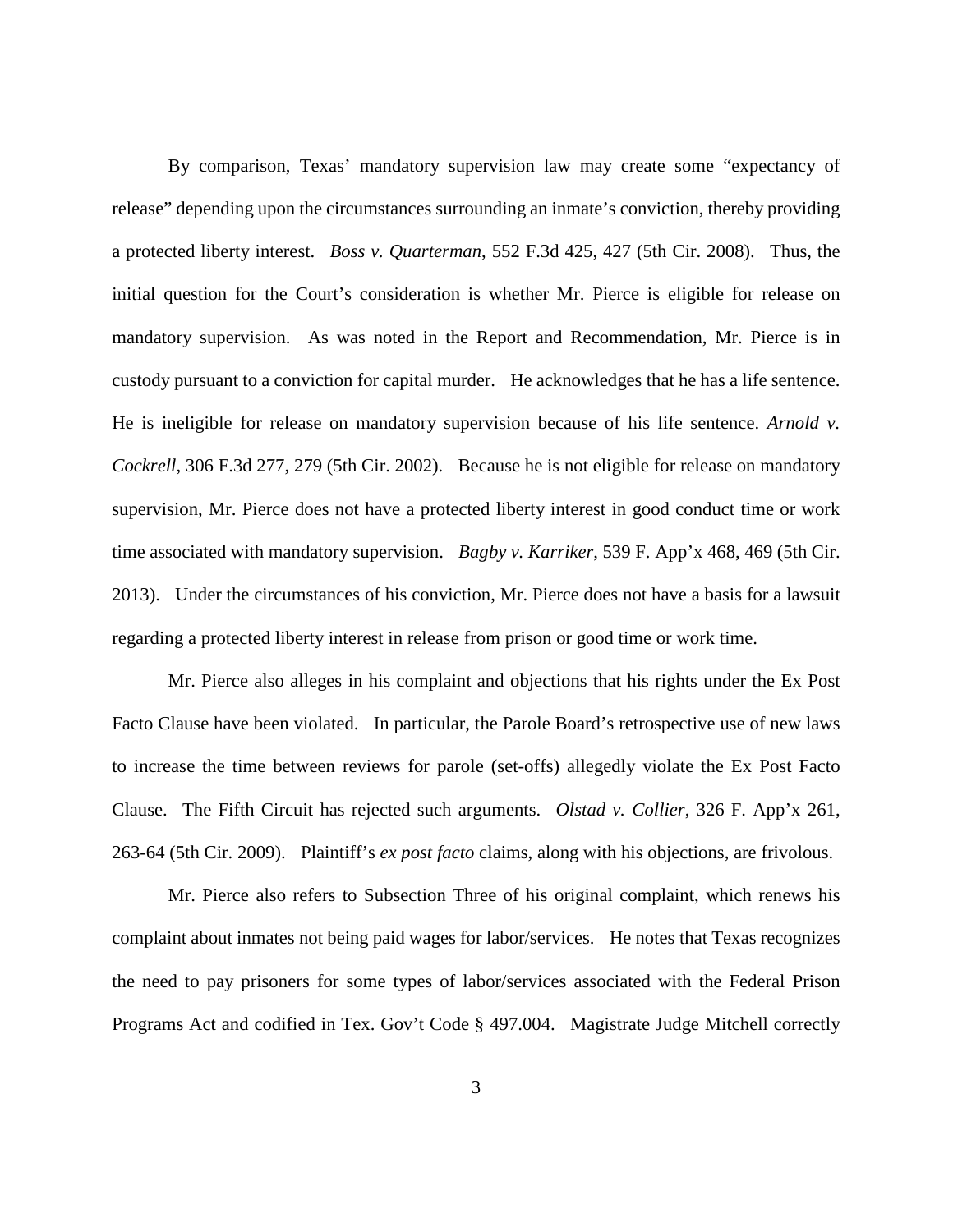By comparison, Texas' mandatory supervision law may create some "expectancy of release" depending upon the circumstances surrounding an inmate's conviction, thereby providing a protected liberty interest. *Boss v. Quarterman*, 552 F.3d 425, 427 (5th Cir. 2008). Thus, the initial question for the Court's consideration is whether Mr. Pierce is eligible for release on mandatory supervision. As was noted in the Report and Recommendation, Mr. Pierce is in custody pursuant to a conviction for capital murder. He acknowledges that he has a life sentence. He is ineligible for release on mandatory supervision because of his life sentence. *Arnold v. Cockrell*, 306 F.3d 277, 279 (5th Cir. 2002). Because he is not eligible for release on mandatory supervision, Mr. Pierce does not have a protected liberty interest in good conduct time or work time associated with mandatory supervision. *Bagby v. Karriker*, 539 F. App'x 468, 469 (5th Cir. 2013). Under the circumstances of his conviction, Mr. Pierce does not have a basis for a lawsuit regarding a protected liberty interest in release from prison or good time or work time.

Mr. Pierce also alleges in his complaint and objections that his rights under the Ex Post Facto Clause have been violated. In particular, the Parole Board's retrospective use of new laws to increase the time between reviews for parole (set-offs) allegedly violate the Ex Post Facto Clause. The Fifth Circuit has rejected such arguments. *Olstad v. Collier*, 326 F. App'x 261, 263-64 (5th Cir. 2009). Plaintiff's *ex post facto* claims, along with his objections, are frivolous.

Mr. Pierce also refers to Subsection Three of his original complaint, which renews his complaint about inmates not being paid wages for labor/services. He notes that Texas recognizes the need to pay prisoners for some types of labor/services associated with the Federal Prison Programs Act and codified in Tex. Gov't Code § 497.004. Magistrate Judge Mitchell correctly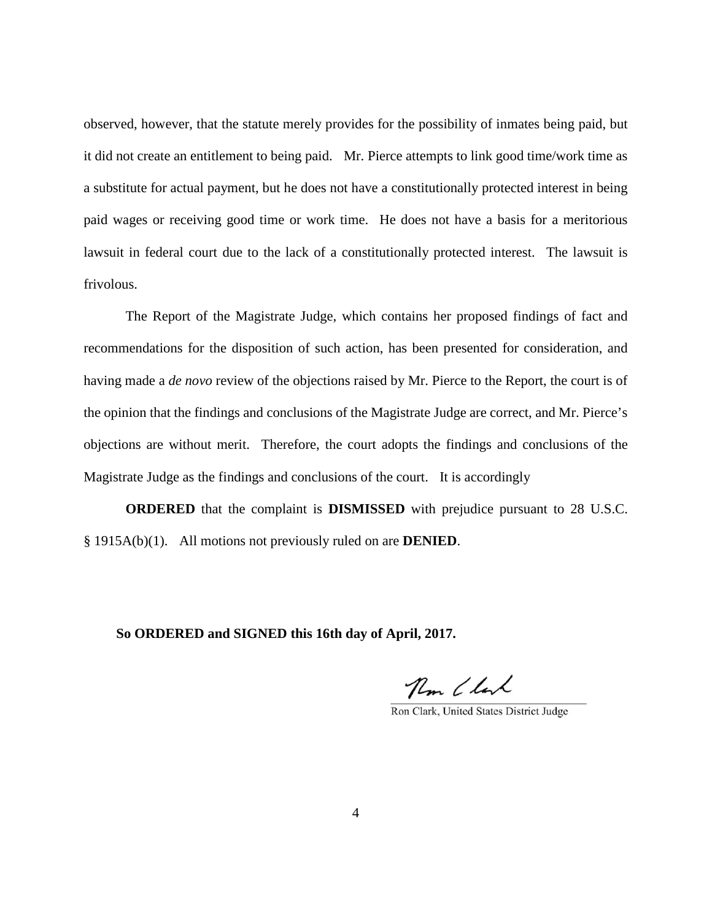observed, however, that the statute merely provides for the possibility of inmates being paid, but it did not create an entitlement to being paid. Mr. Pierce attempts to link good time/work time as a substitute for actual payment, but he does not have a constitutionally protected interest in being paid wages or receiving good time or work time. He does not have a basis for a meritorious lawsuit in federal court due to the lack of a constitutionally protected interest. The lawsuit is frivolous.

The Report of the Magistrate Judge, which contains her proposed findings of fact and recommendations for the disposition of such action, has been presented for consideration, and having made a *de novo* review of the objections raised by Mr. Pierce to the Report, the court is of the opinion that the findings and conclusions of the Magistrate Judge are correct, and Mr. Pierce's objections are without merit. Therefore, the court adopts the findings and conclusions of the Magistrate Judge as the findings and conclusions of the court. It is accordingly

**ORDERED** that the complaint is **DISMISSED** with prejudice pursuant to 28 U.S.C. § 1915A(b)(1). All motions not previously ruled on are **DENIED**.

**So ORDERED and SIGNED this 16th day of April, 2017.**

Ron Clark, United States District Judge